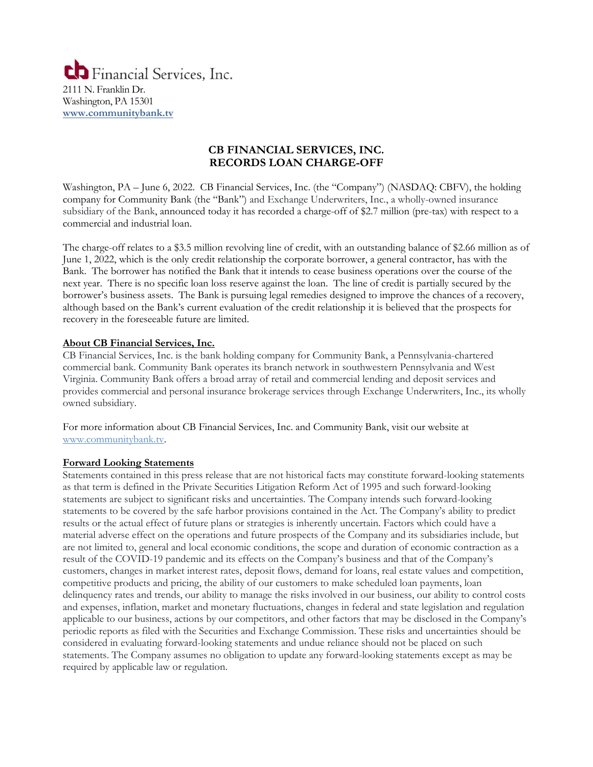cb Financial Services, Inc.
2111 N. Franklin Dr.
Washington, PA 15301
**www.communitybank.tv**

# CB FINANCIAL SERVICES, INC.
# RECORDS LOAN CHARGE-OFF

Washington, PA – June 6, 2022. CB Financial Services, Inc. (the "Company") (NASDAQ: CBFV), the holding company for Community Bank (the "Bank") and Exchange Underwriters, Inc., a wholly-owned insurance subsidiary of the Bank, announced today it has recorded a charge-off of $2.7 million (pre-tax) with respect to a commercial and industrial loan.

The charge-off relates to a $3.5 million revolving line of credit, with an outstanding balance of $2.66 million as of June 1, 2022, which is the only credit relationship the corporate borrower, a general contractor, has with the Bank. The borrower has notified the Bank that it intends to cease business operations over the course of the next year. There is no specific loan loss reserve against the loan. The line of credit is partially secured by the borrower's business assets. The Bank is pursuing legal remedies designed to improve the chances of a recovery, although based on the Bank's current evaluation of the credit relationship it is believed that the prospects for recovery in the foreseeable future are limited.

## About CB Financial Services, Inc.

CB Financial Services, Inc. is the bank holding company for Community Bank, a Pennsylvania-chartered commercial bank. Community Bank operates its branch network in southwestern Pennsylvania and West Virginia. Community Bank offers a broad array of retail and commercial lending and deposit services and provides commercial and personal insurance brokerage services through Exchange Underwriters, Inc., its wholly owned subsidiary.

For more information about CB Financial Services, Inc. and Community Bank, visit our website at www.communitybank.tv.

## Forward Looking Statements

Statements contained in this press release that are not historical facts may constitute forward-looking statements as that term is defined in the Private Securities Litigation Reform Act of 1995 and such forward-looking statements are subject to significant risks and uncertainties. The Company intends such forward-looking statements to be covered by the safe harbor provisions contained in the Act. The Company's ability to predict results or the actual effect of future plans or strategies is inherently uncertain. Factors which could have a material adverse effect on the operations and future prospects of the Company and its subsidiaries include, but are not limited to, general and local economic conditions, the scope and duration of economic contraction as a result of the COVID-19 pandemic and its effects on the Company's business and that of the Company's customers, changes in market interest rates, deposit flows, demand for loans, real estate values and competition, competitive products and pricing, the ability of our customers to make scheduled loan payments, loan delinquency rates and trends, our ability to manage the risks involved in our business, our ability to control costs and expenses, inflation, market and monetary fluctuations, changes in federal and state legislation and regulation applicable to our business, actions by our competitors, and other factors that may be disclosed in the Company's periodic reports as filed with the Securities and Exchange Commission. These risks and uncertainties should be considered in evaluating forward-looking statements and undue reliance should not be placed on such statements. The Company assumes no obligation to update any forward-looking statements except as may be required by applicable law or regulation.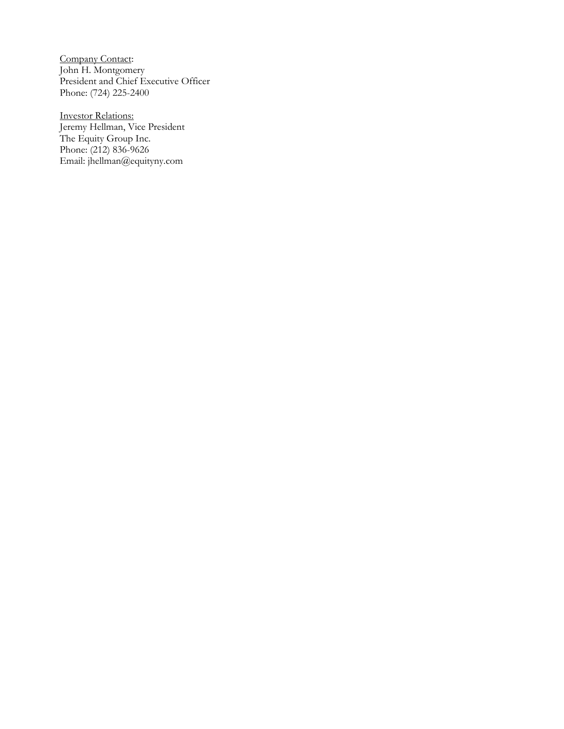<u>Company Contact</u>:
John H. Montgomery
President and Chief Executive Officer
Phone: (724) 225-2400

<u>Investor Relations:</u>
Jeremy Hellman, Vice President
The Equity Group Inc.
Phone: (212) 836-9626
Email: jhellman@equityny.com